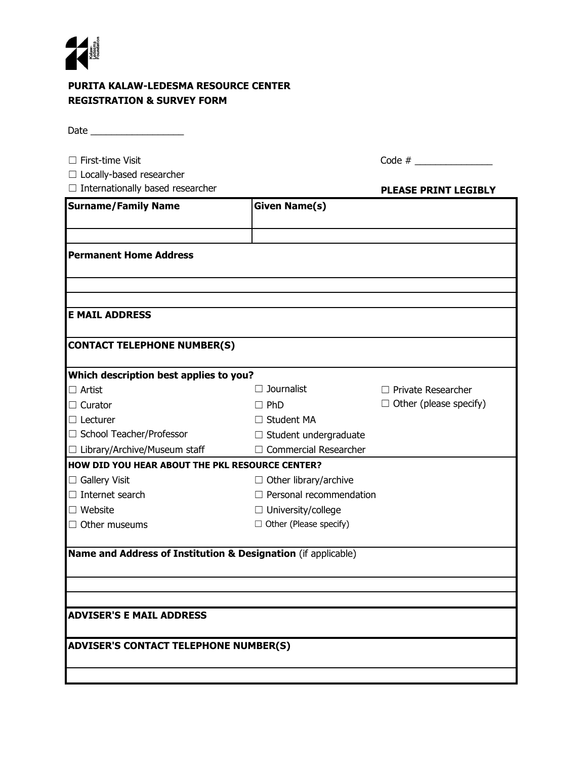**PURITA KALAW-LEDESMA RESOURCE CENTER**
**REGISTRATION & SURVEY FORM**

Date ___________________

☐ First-time Visit

☐ Locally-based researcher

☐ Internationally based researcher

Code # _______________

**PLEASE PRINT LEGIBLY**

| **Surname/Family Name** | **Given Name(s)** | |
|---|---|---|
| | | |
| **Permanent Home Address** | | |
| | | |
| | | |
| **E MAIL ADDRESS** | | |
| **CONTACT TELEPHONE NUMBER(S)** | | |
| **Which description best applies to you?** | | |
| ☐ Artist | ☐ Journalist | ☐ Private Researcher |
| ☐ Curator | ☐ PhD | ☐ Other (please specify) |
| ☐ Lecturer | ☐ Student MA | |
| ☐ School Teacher/Professor | ☐ Student undergraduate | |
| ☐ Library/Archive/Museum staff | ☐ Commercial Researcher | |
| **HOW DID YOU HEAR ABOUT THE PKL RESOURCE CENTER?** | | |
| ☐ Gallery Visit | ☐ Other library/archive | |
| ☐ Internet search | ☐ Personal recommendation | |
| ☐ Website | ☐ University/college | |
| ☐ Other museums | ☐ Other (Please specify) | |
| **Name and Address of Institution & Designation** (if applicable) | | |
| | | |
| | | |
| **ADVISER'S E MAIL ADDRESS** | | |
| **ADVISER'S CONTACT TELEPHONE NUMBER(S)** | | |
| | | |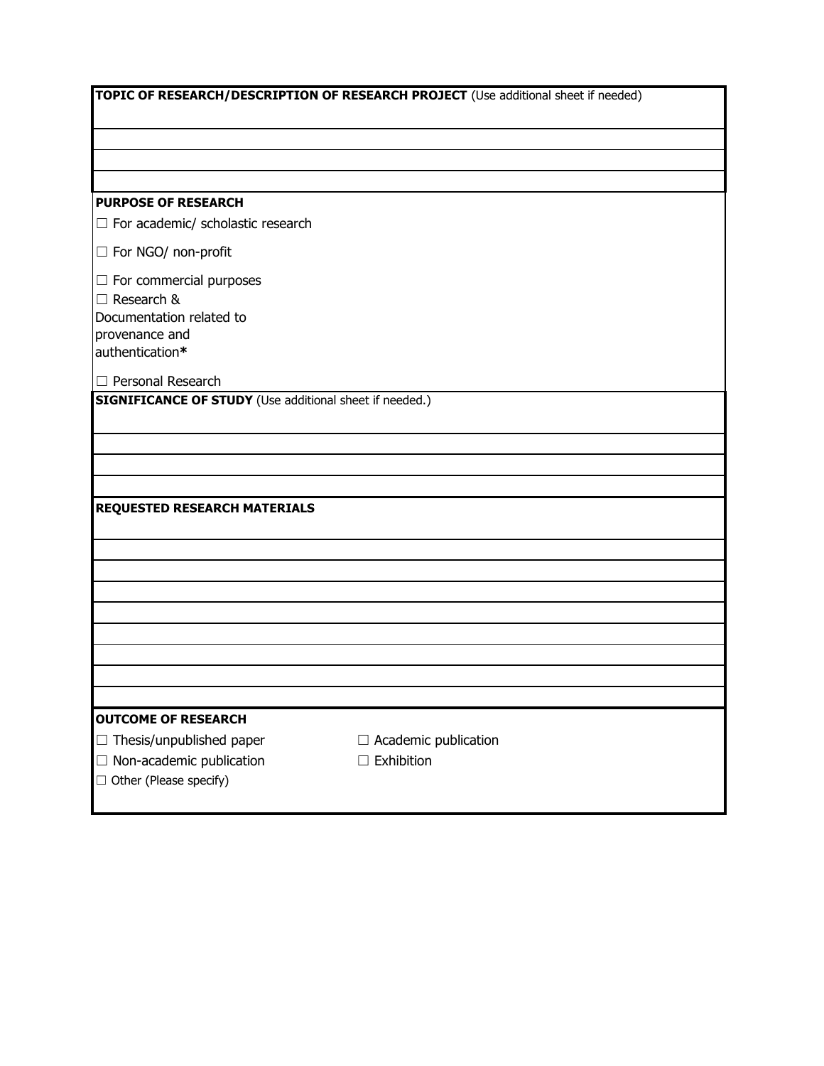**TOPIC OF RESEARCH/DESCRIPTION OF RESEARCH PROJECT** (Use additional sheet if needed)

**PURPOSE OF RESEARCH**

☐ For academic/ scholastic research

☐ For NGO/ non-profit

☐ For commercial purposes

☐ Research & Documentation related to provenance and authentication**\***

☐ Personal Research

**SIGNIFICANCE OF STUDY** (Use additional sheet if needed.)

**REQUESTED RESEARCH MATERIALS**

**OUTCOME OF RESEARCH**

☐ Thesis/unpublished paper

☐ Academic publication

☐ Non-academic publication

☐ Exhibition

☐ Other (Please specify)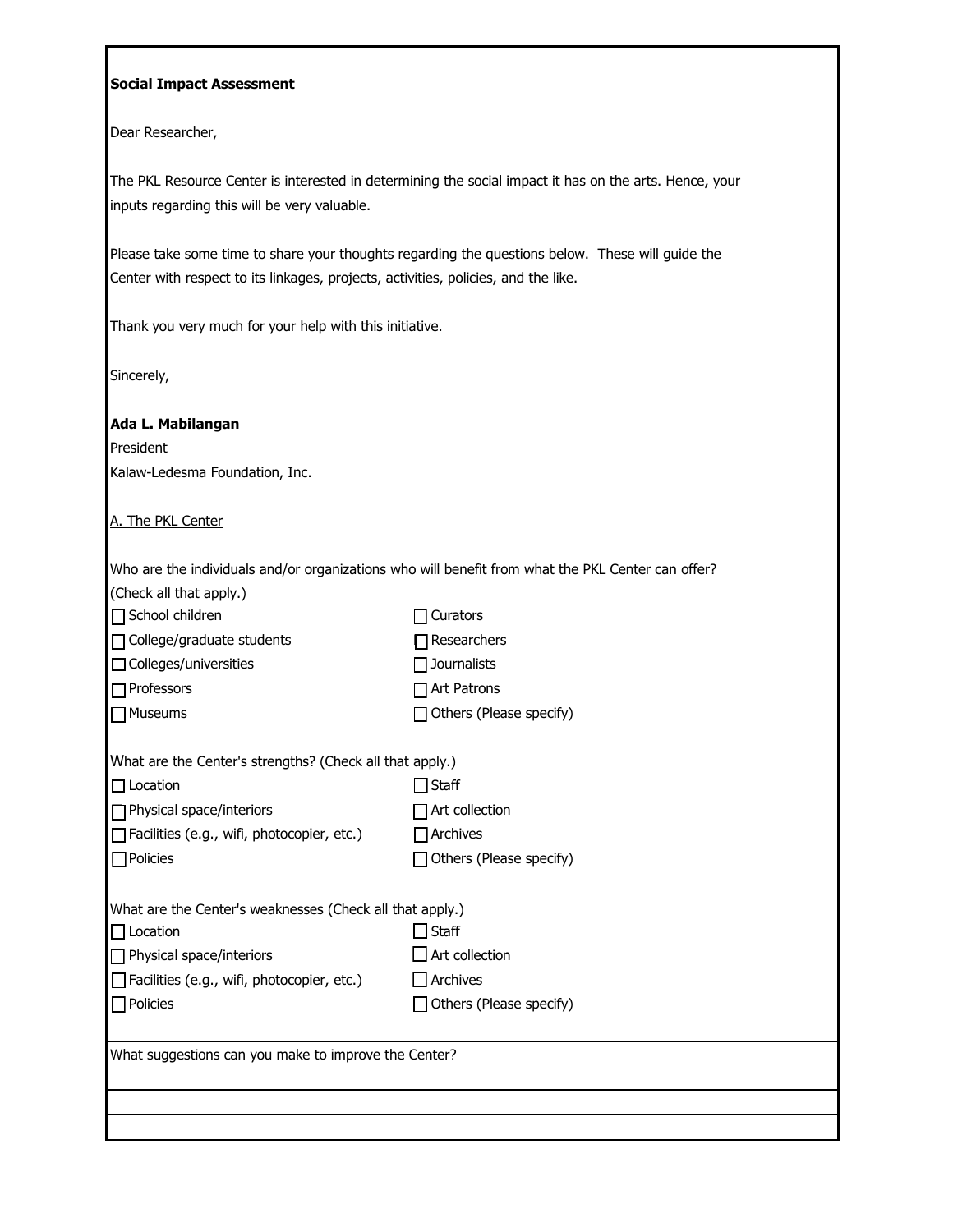**Social Impact Assessment**

Dear Researcher,

The PKL Resource Center is interested in determining the social impact it has on the arts. Hence, your inputs regarding this will be very valuable.

Please take some time to share your thoughts regarding the questions below. These will guide the Center with respect to its linkages, projects, activities, policies, and the like.

Thank you very much for your help with this initiative.

Sincerely,

**Ada L. Mabilangan**
President
Kalaw-Ledesma Foundation, Inc.

A. The PKL Center

Who are the individuals and/or organizations who will benefit from what the PKL Center can offer? (Check all that apply.)

- ☐ School children
- ☐ College/graduate students
- ☐ Colleges/universities
- ☐ Professors
- ☐ Museums
- ☐ Curators
- ☐ Researchers
- ☐ Journalists
- ☐ Art Patrons
- ☐ Others (Please specify)

What are the Center's strengths? (Check all that apply.)

- ☐ Location
- ☐ Physical space/interiors
- ☐ Facilities (e.g., wifi, photocopier, etc.)
- ☐ Policies
- ☐ Staff
- ☐ Art collection
- ☐ Archives
- ☐ Others (Please specify)

What are the Center's weaknesses (Check all that apply.)

- ☐ Location
- ☐ Physical space/interiors
- ☐ Facilities (e.g., wifi, photocopier, etc.)
- ☐ Policies
- ☐ Staff
- ☐ Art collection
- ☐ Archives
- ☐ Others (Please specify)

What suggestions can you make to improve the Center?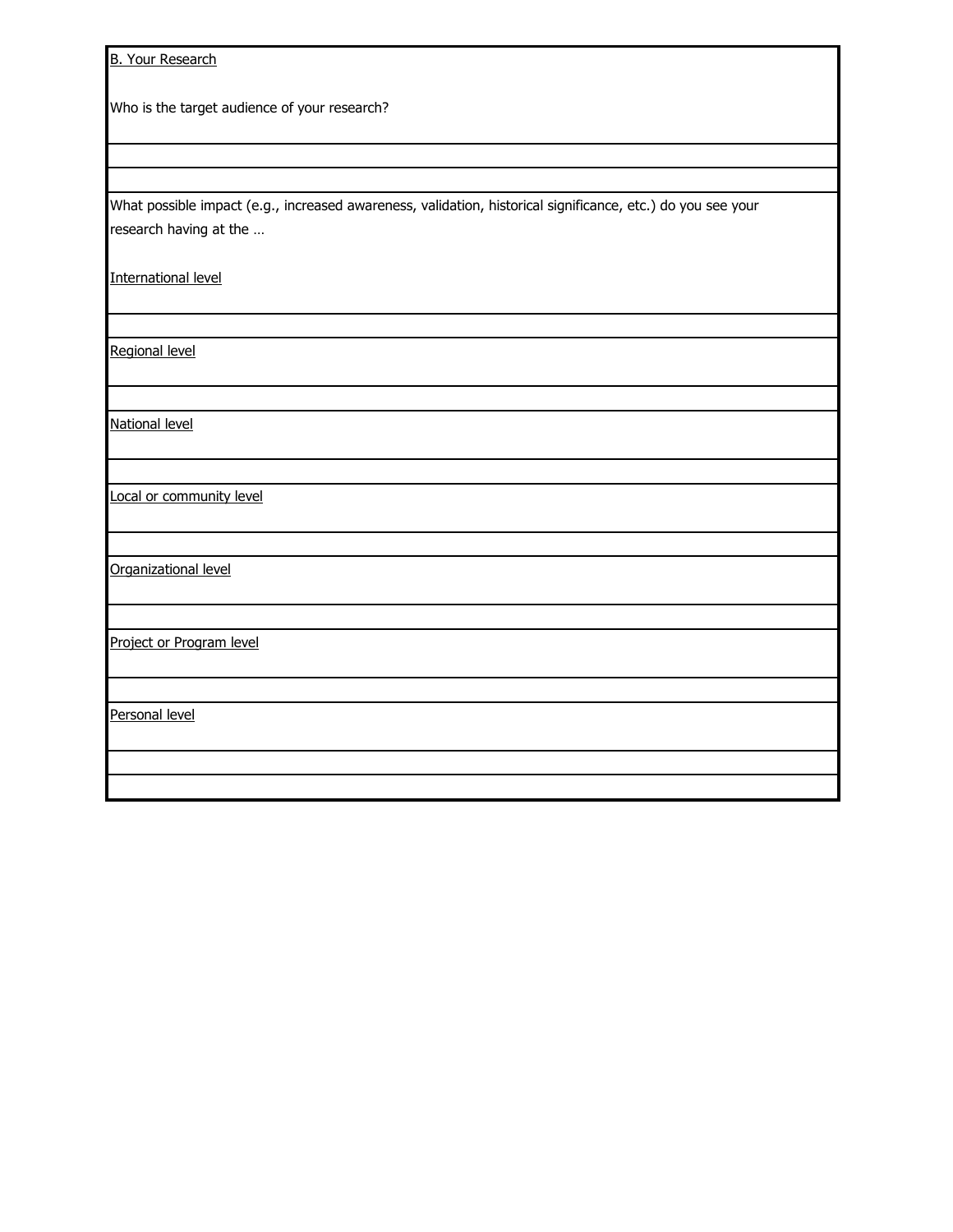B. Your Research

Who is the target audience of your research?

What possible impact (e.g., increased awareness, validation, historical significance, etc.) do you see your research having at the …

International level

Regional level

National level

Local or community level

Organizational level

Project or Program level

Personal level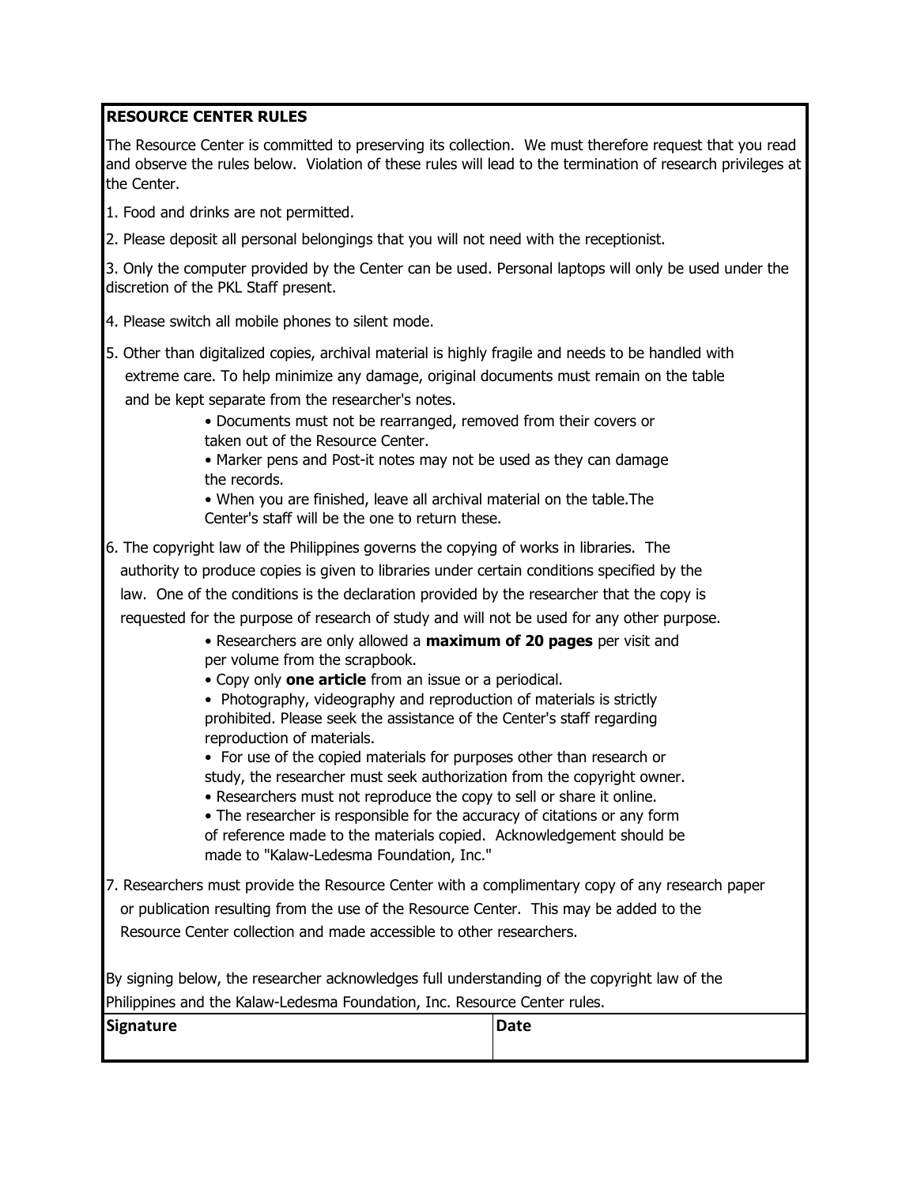**RESOURCE CENTER RULES**

The Resource Center is committed to preserving its collection. We must therefore request that you read and observe the rules below. Violation of these rules will lead to the termination of research privileges at the Center.

1. Food and drinks are not permitted.

2. Please deposit all personal belongings that you will not need with the receptionist.

3. Only the computer provided by the Center can be used. Personal laptops will only be used under the discretion of the PKL Staff present.

4. Please switch all mobile phones to silent mode.

5. Other than digitalized copies, archival material is highly fragile and needs to be handled with extreme care. To help minimize any damage, original documents must remain on the table and be kept separate from the researcher's notes.
   - Documents must not be rearranged, removed from their covers or taken out of the Resource Center.
   - Marker pens and Post-it notes may not be used as they can damage the records.
   - When you are finished, leave all archival material on the table.The Center's staff will be the one to return these.

6. The copyright law of the Philippines governs the copying of works in libraries. The authority to produce copies is given to libraries under certain conditions specified by the law. One of the conditions is the declaration provided by the researcher that the copy is requested for the purpose of research of study and will not be used for any other purpose.
   - Researchers are only allowed a **maximum of 20 pages** per visit and per volume from the scrapbook.
   - Copy only **one article** from an issue or a periodical.
   - Photography, videography and reproduction of materials is strictly prohibited. Please seek the assistance of the Center's staff regarding reproduction of materials.
   - For use of the copied materials for purposes other than research or study, the researcher must seek authorization from the copyright owner.
   - Researchers must not reproduce the copy to sell or share it online.
   - The researcher is responsible for the accuracy of citations or any form of reference made to the materials copied. Acknowledgement should be made to "Kalaw-Ledesma Foundation, Inc."

7. Researchers must provide the Resource Center with a complimentary copy of any research paper or publication resulting from the use of the Resource Center. This may be added to the Resource Center collection and made accessible to other researchers.

By signing below, the researcher acknowledges full understanding of the copyright law of the Philippines and the Kalaw-Ledesma Foundation, Inc. Resource Center rules.

| **Signature** | **Date** |
|---|---|
| | |